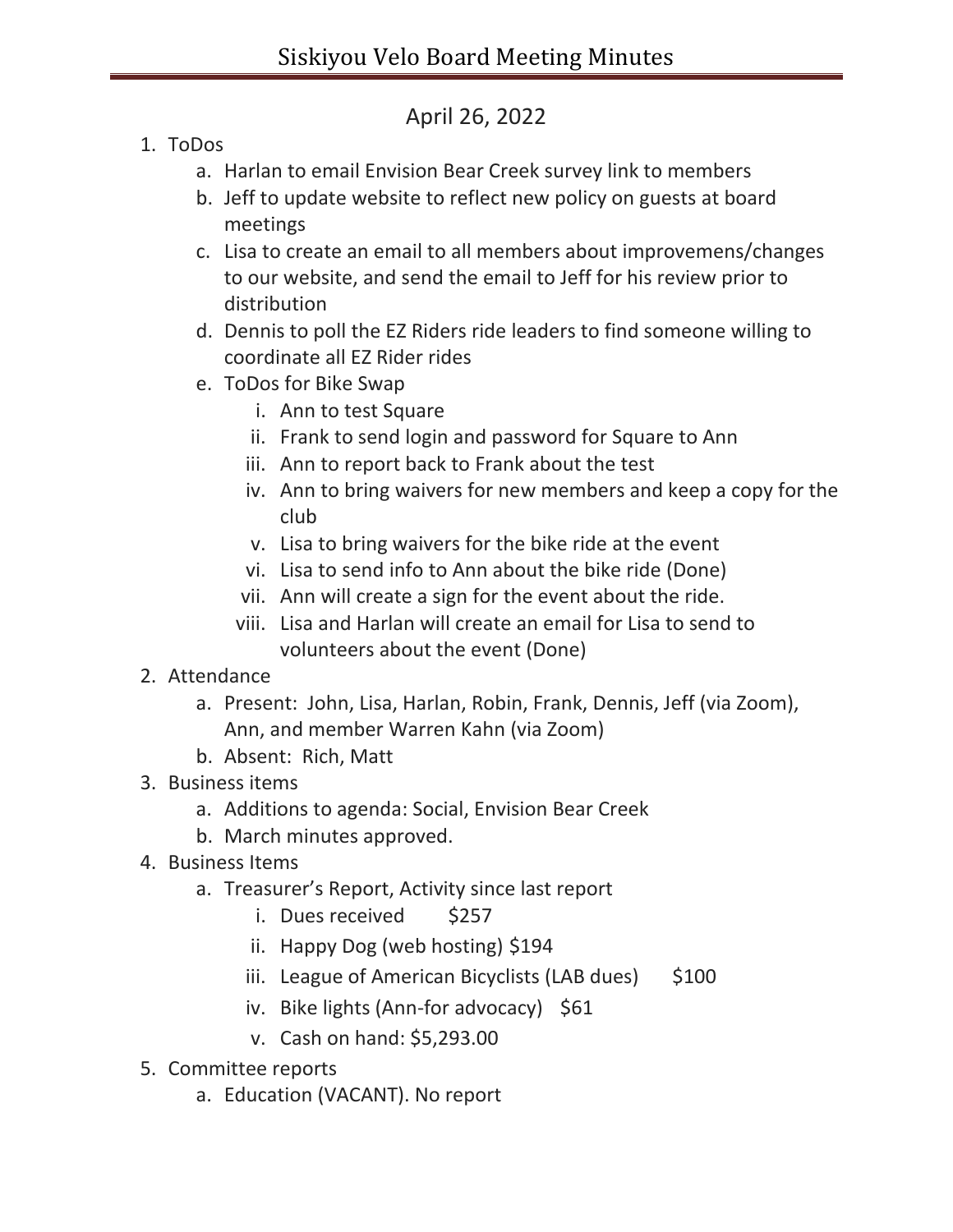# Siskiyou Velo Board Meeting Minutes

## April 26, 2022

1. ToDos
   a. Harlan to email Envision Bear Creek survey link to members
   b. Jeff to update website to reflect new policy on guests at board meetings
   c. Lisa to create an email to all members about improvemens/changes to our website, and send the email to Jeff for his review prior to distribution
   d. Dennis to poll the EZ Riders ride leaders to find someone willing to coordinate all EZ Rider rides
   e. ToDos for Bike Swap
      i. Ann to test Square
      ii. Frank to send login and password for Square to Ann
      iii. Ann to report back to Frank about the test
      iv. Ann to bring waivers for new members and keep a copy for the club
      v. Lisa to bring waivers for the bike ride at the event
      vi. Lisa to send info to Ann about the bike ride (Done)
      vii. Ann will create a sign for the event about the ride.
      viii. Lisa and Harlan will create an email for Lisa to send to volunteers about the event (Done)
2. Attendance
   a. Present: John, Lisa, Harlan, Robin, Frank, Dennis, Jeff (via Zoom), Ann, and member Warren Kahn (via Zoom)
   b. Absent: Rich, Matt
3. Business items
   a. Additions to agenda: Social, Envision Bear Creek
   b. March minutes approved.
4. Business Items
   a. Treasurer's Report, Activity since last report
      i. Dues received $257
      ii. Happy Dog (web hosting) $194
      iii. League of American Bicyclists (LAB dues) $100
      iv. Bike lights (Ann-for advocacy) $61
      v. Cash on hand: $5,293.00
5. Committee reports
   a. Education (VACANT). No report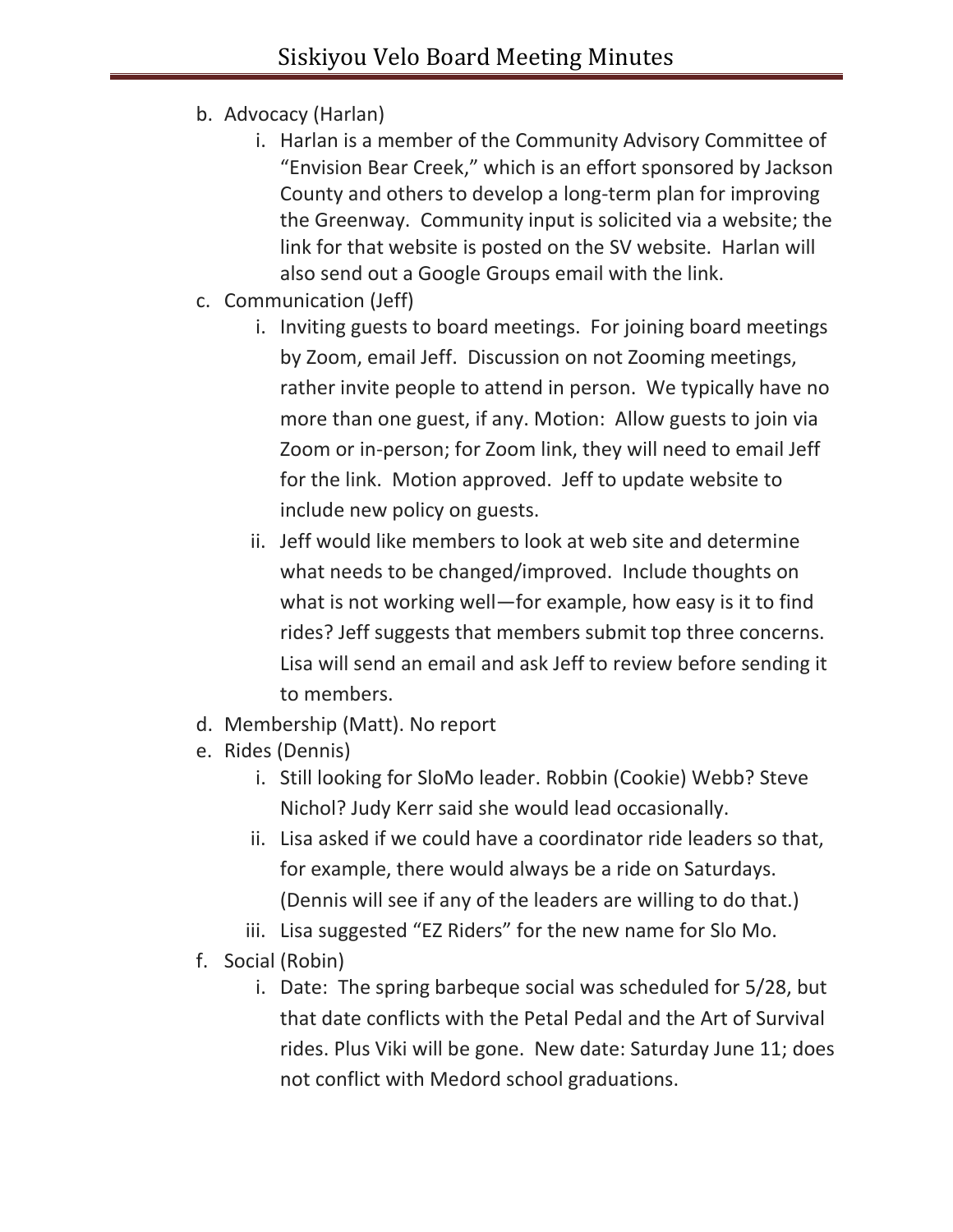b. Advocacy (Harlan)
   i. Harlan is a member of the Community Advisory Committee of "Envision Bear Creek," which is an effort sponsored by Jackson County and others to develop a long-term plan for improving the Greenway. Community input is solicited via a website; the link for that website is posted on the SV website. Harlan will also send out a Google Groups email with the link.

c. Communication (Jeff)
   i. Inviting guests to board meetings. For joining board meetings by Zoom, email Jeff. Discussion on not Zooming meetings, rather invite people to attend in person. We typically have no more than one guest, if any. Motion: Allow guests to join via Zoom or in-person; for Zoom link, they will need to email Jeff for the link. Motion approved. Jeff to update website to include new policy on guests.
   ii. Jeff would like members to look at web site and determine what needs to be changed/improved. Include thoughts on what is not working well—for example, how easy is it to find rides? Jeff suggests that members submit top three concerns. Lisa will send an email and ask Jeff to review before sending it to members.

d. Membership (Matt). No report

e. Rides (Dennis)
   i. Still looking for SloMo leader. Robbin (Cookie) Webb? Steve Nichol? Judy Kerr said she would lead occasionally.
   ii. Lisa asked if we could have a coordinator ride leaders so that, for example, there would always be a ride on Saturdays. (Dennis will see if any of the leaders are willing to do that.)
   iii. Lisa suggested "EZ Riders" for the new name for Slo Mo.

f. Social (Robin)
   i. Date: The spring barbeque social was scheduled for 5/28, but that date conflicts with the Petal Pedal and the Art of Survival rides. Plus Viki will be gone. New date: Saturday June 11; does not conflict with Medord school graduations.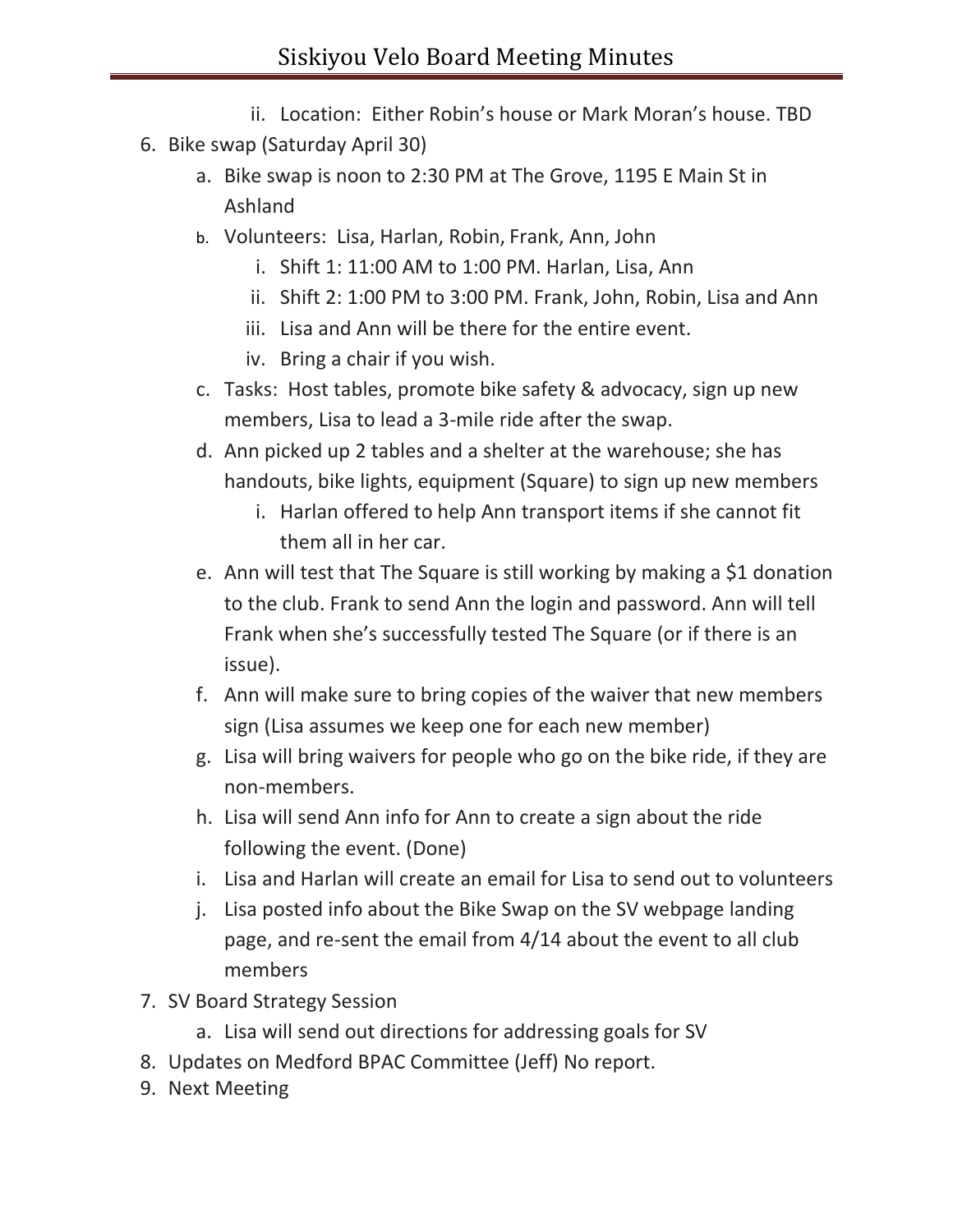ii. Location: Either Robin's house or Mark Moran's house. TBD

6. Bike swap (Saturday April 30)
   a. Bike swap is noon to 2:30 PM at The Grove, 1195 E Main St in Ashland
   b. Volunteers: Lisa, Harlan, Robin, Frank, Ann, John
      i. Shift 1: 11:00 AM to 1:00 PM. Harlan, Lisa, Ann
      ii. Shift 2: 1:00 PM to 3:00 PM. Frank, John, Robin, Lisa and Ann
      iii. Lisa and Ann will be there for the entire event.
      iv. Bring a chair if you wish.
   c. Tasks: Host tables, promote bike safety & advocacy, sign up new members, Lisa to lead a 3-mile ride after the swap.
   d. Ann picked up 2 tables and a shelter at the warehouse; she has handouts, bike lights, equipment (Square) to sign up new members
      i. Harlan offered to help Ann transport items if she cannot fit them all in her car.
   e. Ann will test that The Square is still working by making a $1 donation to the club. Frank to send Ann the login and password. Ann will tell Frank when she's successfully tested The Square (or if there is an issue).
   f. Ann will make sure to bring copies of the waiver that new members sign (Lisa assumes we keep one for each new member)
   g. Lisa will bring waivers for people who go on the bike ride, if they are non-members.
   h. Lisa will send Ann info for Ann to create a sign about the ride following the event. (Done)
   i. Lisa and Harlan will create an email for Lisa to send out to volunteers
   j. Lisa posted info about the Bike Swap on the SV webpage landing page, and re-sent the email from 4/14 about the event to all club members
7. SV Board Strategy Session
   a. Lisa will send out directions for addressing goals for SV
8. Updates on Medford BPAC Committee (Jeff) No report.
9. Next Meeting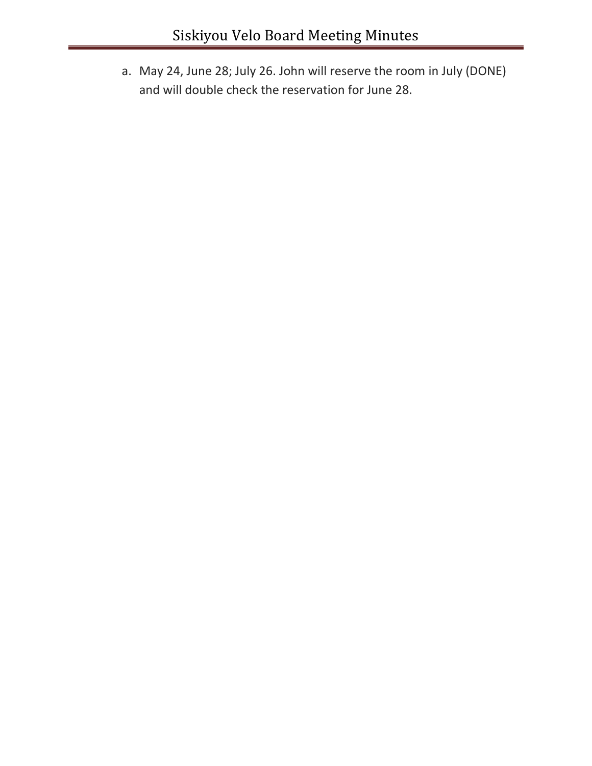a. May 24, June 28; July 26. John will reserve the room in July (DONE) and will double check the reservation for June 28.